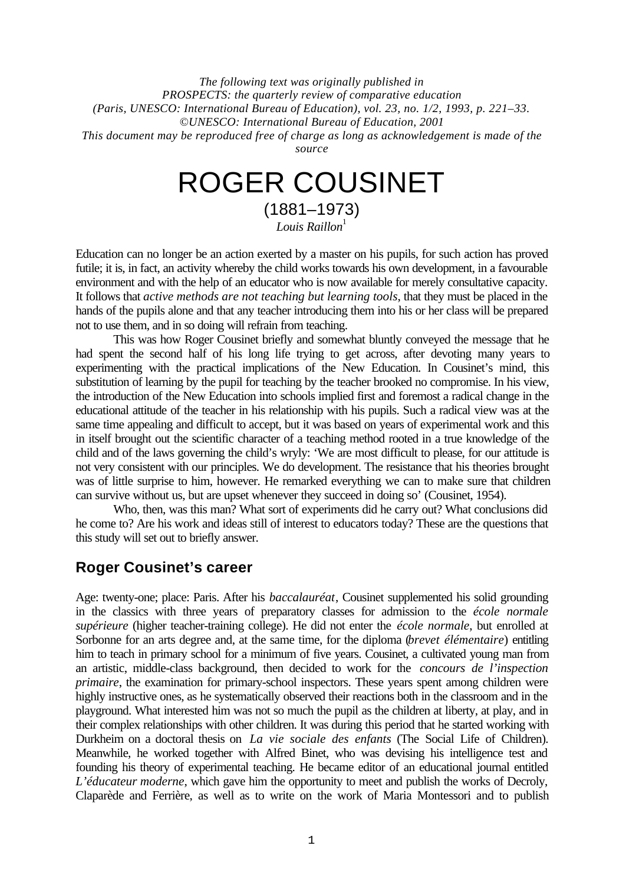*The following text was originally published in*
*PROSPECTS: the quarterly review of comparative education*
*(Paris, UNESCO: International Bureau of Education), vol. 23, no. 1/2, 1993, p. 221–33.*
*©UNESCO: International Bureau of Education, 2001*
*This document may be reproduced free of charge as long as acknowledgement is made of the source*

# ROGER COUSINET

(1881–1973)

*Louis Raillon*[1]

Education can no longer be an action exerted by a master on his pupils, for such action has proved futile; it is, in fact, an activity whereby the child works towards his own development, in a favourable environment and with the help of an educator who is now available for merely consultative capacity. It follows that *active methods are not teaching but learning tools*, that they must be placed in the hands of the pupils alone and that any teacher introducing them into his or her class will be prepared not to use them, and in so doing will refrain from teaching.

This was how Roger Cousinet briefly and somewhat bluntly conveyed the message that he had spent the second half of his long life trying to get across, after devoting many years to experimenting with the practical implications of the New Education. In Cousinet's mind, this substitution of learning by the pupil for teaching by the teacher brooked no compromise. In his view, the introduction of the New Education into schools implied first and foremost a radical change in the educational attitude of the teacher in his relationship with his pupils. Such a radical view was at the same time appealing and difficult to accept, but it was based on years of experimental work and this in itself brought out the scientific character of a teaching method rooted in a true knowledge of the child and of the laws governing the child's wryly: 'We are most difficult to please, for our attitude is not very consistent with our principles. We do development. The resistance that his theories brought was of little surprise to him, however. He remarked everything we can to make sure that children can survive without us, but are upset whenever they succeed in doing so' (Cousinet, 1954).

Who, then, was this man? What sort of experiments did he carry out? What conclusions did he come to? Are his work and ideas still of interest to educators today? These are the questions that this study will set out to briefly answer.

## Roger Cousinet's career

Age: twenty-one; place: Paris. After his *baccalauréat*, Cousinet supplemented his solid grounding in the classics with three years of preparatory classes for admission to the *école normale supérieure* (higher teacher-training college). He did not enter the *école normale*, but enrolled at Sorbonne for an arts degree and, at the same time, for the diploma (*brevet élémentaire*) entitling him to teach in primary school for a minimum of five years. Cousinet, a cultivated young man from an artistic, middle-class background, then decided to work for the *concours de l'inspection primaire*, the examination for primary-school inspectors. These years spent among children were highly instructive ones, as he systematically observed their reactions both in the classroom and in the playground. What interested him was not so much the pupil as the children at liberty, at play, and in their complex relationships with other children. It was during this period that he started working with Durkheim on a doctoral thesis on *La vie sociale des enfants* (The Social Life of Children). Meanwhile, he worked together with Alfred Binet, who was devising his intelligence test and founding his theory of experimental teaching. He became editor of an educational journal entitled *L'éducateur moderne*, which gave him the opportunity to meet and publish the works of Decroly, Claparède and Ferrière, as well as to write on the work of Maria Montessori and to publish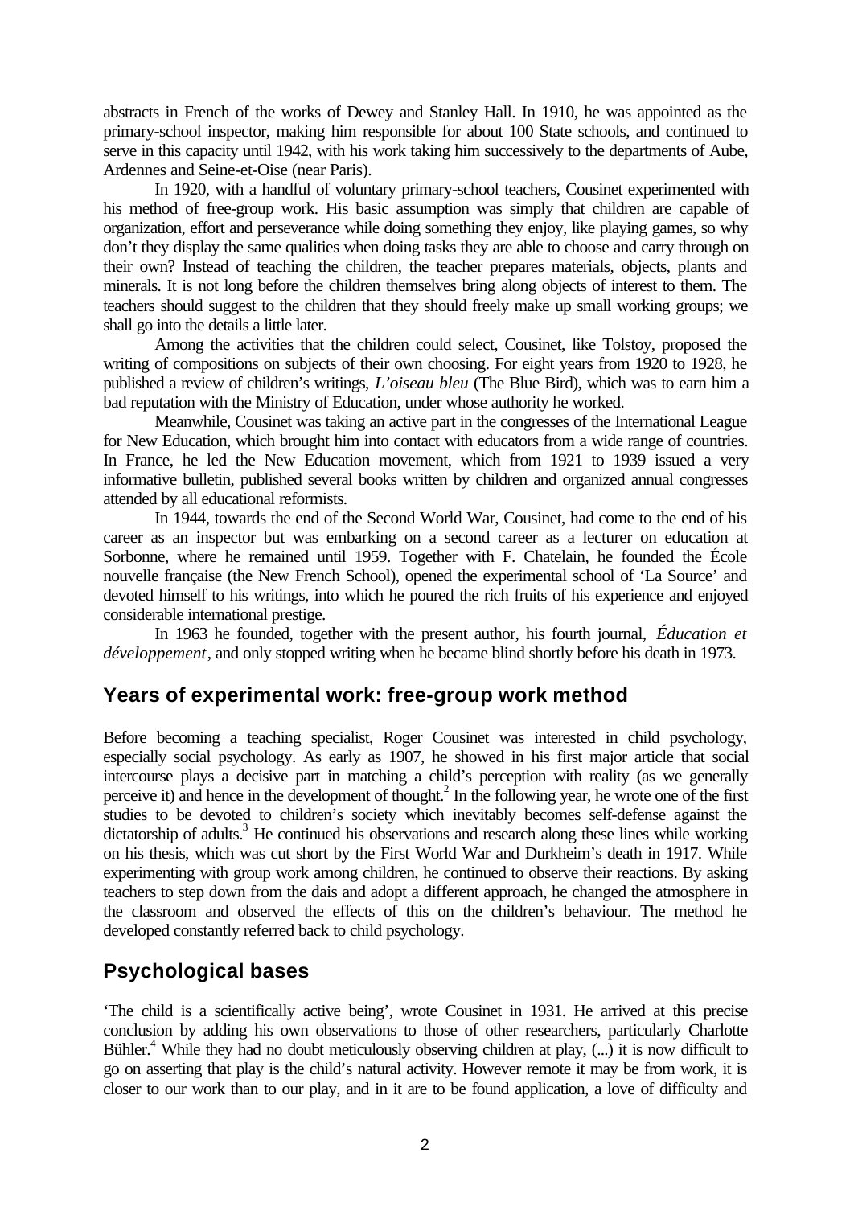abstracts in French of the works of Dewey and Stanley Hall. In 1910, he was appointed as the primary-school inspector, making him responsible for about 100 State schools, and continued to serve in this capacity until 1942, with his work taking him successively to the departments of Aube, Ardennes and Seine-et-Oise (near Paris).

In 1920, with a handful of voluntary primary-school teachers, Cousinet experimented with his method of free-group work. His basic assumption was simply that children are capable of organization, effort and perseverance while doing something they enjoy, like playing games, so why don't they display the same qualities when doing tasks they are able to choose and carry through on their own? Instead of teaching the children, the teacher prepares materials, objects, plants and minerals. It is not long before the children themselves bring along objects of interest to them. The teachers should suggest to the children that they should freely make up small working groups; we shall go into the details a little later.

Among the activities that the children could select, Cousinet, like Tolstoy, proposed the writing of compositions on subjects of their own choosing. For eight years from 1920 to 1928, he published a review of children's writings, *L'oiseau bleu* (The Blue Bird), which was to earn him a bad reputation with the Ministry of Education, under whose authority he worked.

Meanwhile, Cousinet was taking an active part in the congresses of the International League for New Education, which brought him into contact with educators from a wide range of countries. In France, he led the New Education movement, which from 1921 to 1939 issued a very informative bulletin, published several books written by children and organized annual congresses attended by all educational reformists.

In 1944, towards the end of the Second World War, Cousinet, had come to the end of his career as an inspector but was embarking on a second career as a lecturer on education at Sorbonne, where he remained until 1959. Together with F. Chatelain, he founded the École nouvelle française (the New French School), opened the experimental school of 'La Source' and devoted himself to his writings, into which he poured the rich fruits of his experience and enjoyed considerable international prestige.

In 1963 he founded, together with the present author, his fourth journal, *Éducation et développement*, and only stopped writing when he became blind shortly before his death in 1973.

## Years of experimental work: free-group work method

Before becoming a teaching specialist, Roger Cousinet was interested in child psychology, especially social psychology. As early as 1907, he showed in his first major article that social intercourse plays a decisive part in matching a child's perception with reality (as we generally perceive it) and hence in the development of thought.[2] In the following year, he wrote one of the first studies to be devoted to children's society which inevitably becomes self-defense against the dictatorship of adults.[3] He continued his observations and research along these lines while working on his thesis, which was cut short by the First World War and Durkheim's death in 1917. While experimenting with group work among children, he continued to observe their reactions. By asking teachers to step down from the dais and adopt a different approach, he changed the atmosphere in the classroom and observed the effects of this on the children's behaviour. The method he developed constantly referred back to child psychology.

## Psychological bases

'The child is a scientifically active being', wrote Cousinet in 1931. He arrived at this precise conclusion by adding his own observations to those of other researchers, particularly Charlotte Bühler.[4] While they had no doubt meticulously observing children at play, (...) it is now difficult to go on asserting that play is the child's natural activity. However remote it may be from work, it is closer to our work than to our play, and in it are to be found application, a love of difficulty and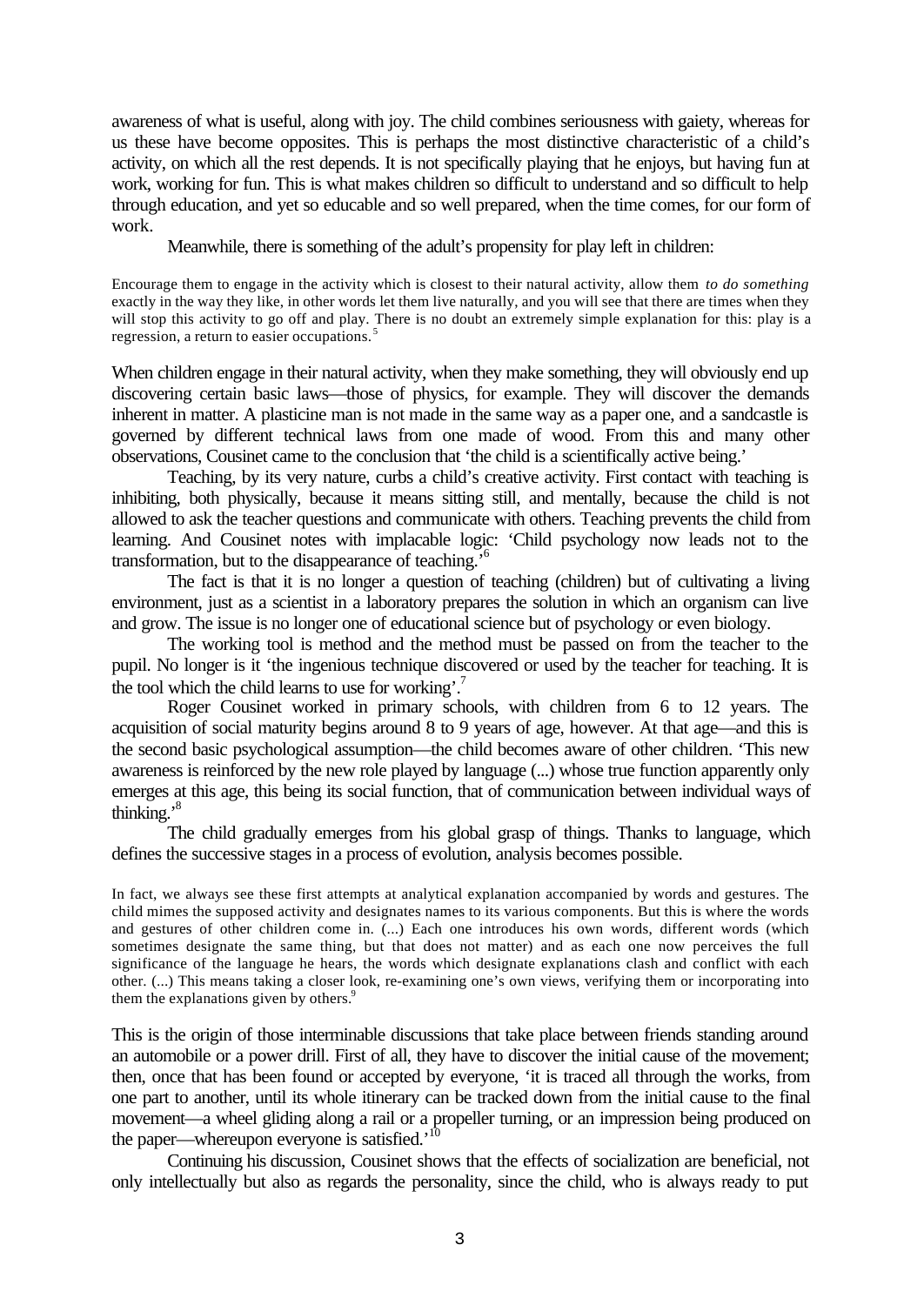awareness of what is useful, along with joy. The child combines seriousness with gaiety, whereas for us these have become opposites. This is perhaps the most distinctive characteristic of a child's activity, on which all the rest depends. It is not specifically playing that he enjoys, but having fun at work, working for fun. This is what makes children so difficult to understand and so difficult to help through education, and yet so educable and so well prepared, when the time comes, for our form of work.

Meanwhile, there is something of the adult's propensity for play left in children:

> Encourage them to engage in the activity which is closest to their natural activity, allow them *to do something* exactly in the way they like, in other words let them live naturally, and you will see that there are times when they will stop this activity to go off and play. There is no doubt an extremely simple explanation for this: play is a regression, a return to easier occupations.[5]

When children engage in their natural activity, when they make something, they will obviously end up discovering certain basic laws—those of physics, for example. They will discover the demands inherent in matter. A plasticine man is not made in the same way as a paper one, and a sandcastle is governed by different technical laws from one made of wood. From this and many other observations, Cousinet came to the conclusion that 'the child is a scientifically active being.'

Teaching, by its very nature, curbs a child's creative activity. First contact with teaching is inhibiting, both physically, because it means sitting still, and mentally, because the child is not allowed to ask the teacher questions and communicate with others. Teaching prevents the child from learning. And Cousinet notes with implacable logic: 'Child psychology now leads not to the transformation, but to the disappearance of teaching.'[6]

The fact is that it is no longer a question of teaching (children) but of cultivating a living environment, just as a scientist in a laboratory prepares the solution in which an organism can live and grow. The issue is no longer one of educational science but of psychology or even biology.

The working tool is method and the method must be passed on from the teacher to the pupil. No longer is it 'the ingenious technique discovered or used by the teacher for teaching. It is the tool which the child learns to use for working'.[7]

Roger Cousinet worked in primary schools, with children from 6 to 12 years. The acquisition of social maturity begins around 8 to 9 years of age, however. At that age—and this is the second basic psychological assumption—the child becomes aware of other children. 'This new awareness is reinforced by the new role played by language (...) whose true function apparently only emerges at this age, this being its social function, that of communication between individual ways of thinking.'[8]

The child gradually emerges from his global grasp of things. Thanks to language, which defines the successive stages in a process of evolution, analysis becomes possible.

> In fact, we always see these first attempts at analytical explanation accompanied by words and gestures. The child mimes the supposed activity and designates names to its various components. But this is where the words and gestures of other children come in. (...) Each one introduces his own words, different words (which sometimes designate the same thing, but that does not matter) and as each one now perceives the full significance of the language he hears, the words which designate explanations clash and conflict with each other. (...) This means taking a closer look, re-examining one's own views, verifying them or incorporating into them the explanations given by others.[9]

This is the origin of those interminable discussions that take place between friends standing around an automobile or a power drill. First of all, they have to discover the initial cause of the movement; then, once that has been found or accepted by everyone, 'it is traced all through the works, from one part to another, until its whole itinerary can be tracked down from the initial cause to the final movement—a wheel gliding along a rail or a propeller turning, or an impression being produced on the paper—whereupon everyone is satisfied.'[10]

Continuing his discussion, Cousinet shows that the effects of socialization are beneficial, not only intellectually but also as regards the personality, since the child, who is always ready to put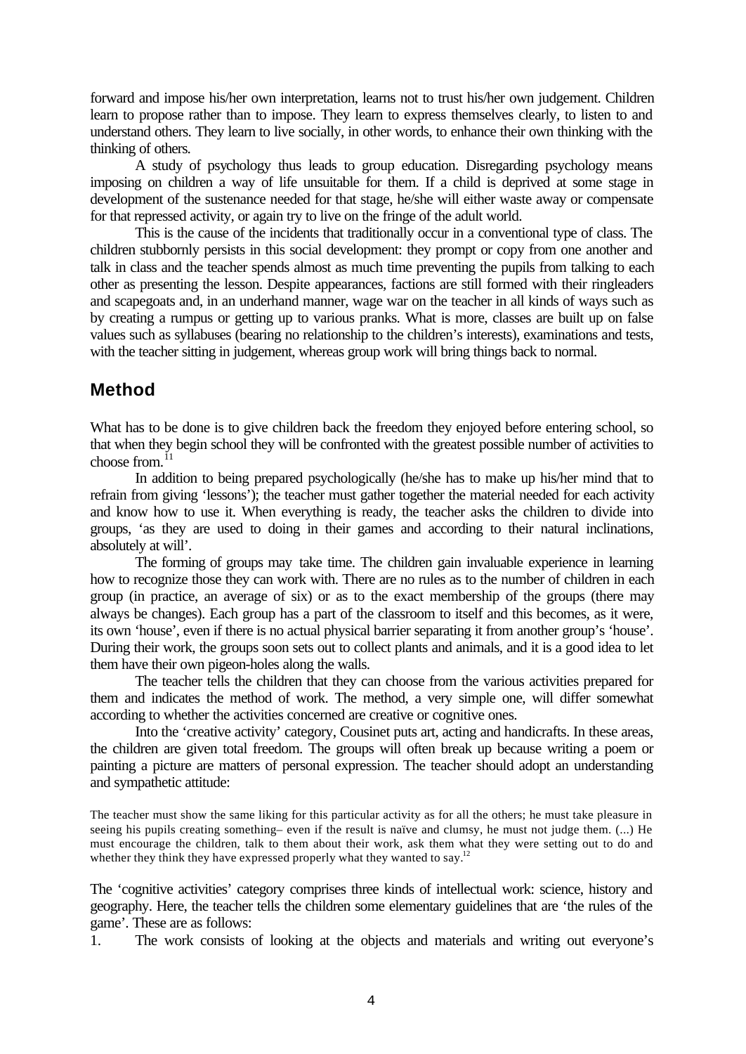forward and impose his/her own interpretation, learns not to trust his/her own judgement. Children learn to propose rather than to impose. They learn to express themselves clearly, to listen to and understand others. They learn to live socially, in other words, to enhance their own thinking with the thinking of others.

A study of psychology thus leads to group education. Disregarding psychology means imposing on children a way of life unsuitable for them. If a child is deprived at some stage in development of the sustenance needed for that stage, he/she will either waste away or compensate for that repressed activity, or again try to live on the fringe of the adult world.

This is the cause of the incidents that traditionally occur in a conventional type of class. The children stubbornly persists in this social development: they prompt or copy from one another and talk in class and the teacher spends almost as much time preventing the pupils from talking to each other as presenting the lesson. Despite appearances, factions are still formed with their ringleaders and scapegoats and, in an underhand manner, wage war on the teacher in all kinds of ways such as by creating a rumpus or getting up to various pranks. What is more, classes are built up on false values such as syllabuses (bearing no relationship to the children's interests), examinations and tests, with the teacher sitting in judgement, whereas group work will bring things back to normal.

## Method

What has to be done is to give children back the freedom they enjoyed before entering school, so that when they begin school they will be confronted with the greatest possible number of activities to choose from.[11]

In addition to being prepared psychologically (he/she has to make up his/her mind that to refrain from giving 'lessons'); the teacher must gather together the material needed for each activity and know how to use it. When everything is ready, the teacher asks the children to divide into groups, 'as they are used to doing in their games and according to their natural inclinations, absolutely at will'.

The forming of groups may take time. The children gain invaluable experience in learning how to recognize those they can work with. There are no rules as to the number of children in each group (in practice, an average of six) or as to the exact membership of the groups (there may always be changes). Each group has a part of the classroom to itself and this becomes, as it were, its own 'house', even if there is no actual physical barrier separating it from another group's 'house'. During their work, the groups soon sets out to collect plants and animals, and it is a good idea to let them have their own pigeon-holes along the walls.

The teacher tells the children that they can choose from the various activities prepared for them and indicates the method of work. The method, a very simple one, will differ somewhat according to whether the activities concerned are creative or cognitive ones.

Into the 'creative activity' category, Cousinet puts art, acting and handicrafts. In these areas, the children are given total freedom. The groups will often break up because writing a poem or painting a picture are matters of personal expression. The teacher should adopt an understanding and sympathetic attitude:

> The teacher must show the same liking for this particular activity as for all the others; he must take pleasure in seeing his pupils creating something– even if the result is naïve and clumsy, he must not judge them. (...) He must encourage the children, talk to them about their work, ask them what they were setting out to do and whether they think they have expressed properly what they wanted to say.[12]

The 'cognitive activities' category comprises three kinds of intellectual work: science, history and geography. Here, the teacher tells the children some elementary guidelines that are 'the rules of the game'. These are as follows:

1. The work consists of looking at the objects and materials and writing out everyone's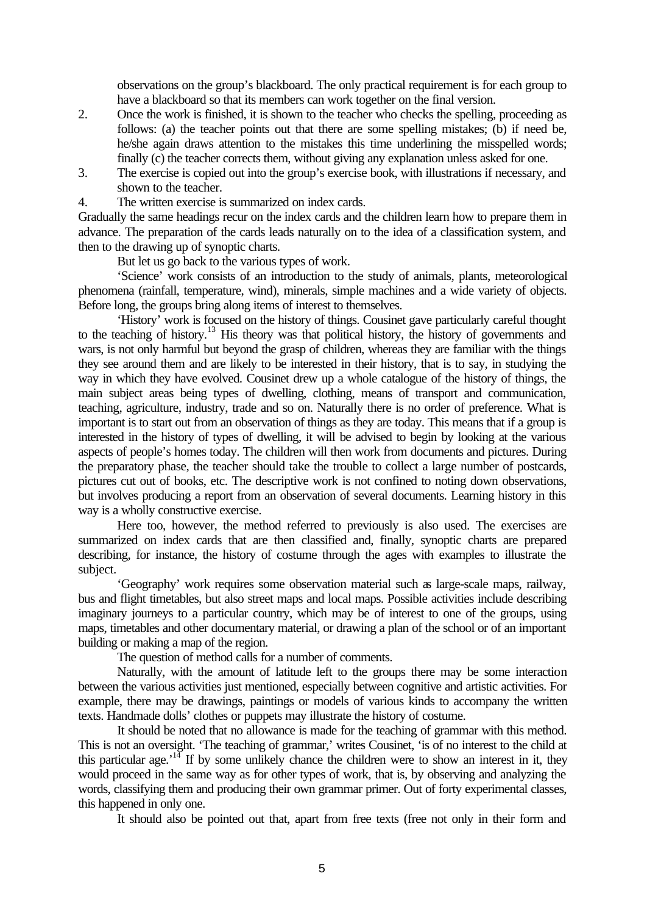observations on the group's blackboard. The only practical requirement is for each group to have a blackboard so that its members can work together on the final version.

2. Once the work is finished, it is shown to the teacher who checks the spelling, proceeding as follows: (a) the teacher points out that there are some spelling mistakes; (b) if need be, he/she again draws attention to the mistakes this time underlining the misspelled words; finally (c) the teacher corrects them, without giving any explanation unless asked for one.
3. The exercise is copied out into the group's exercise book, with illustrations if necessary, and shown to the teacher.
4. The written exercise is summarized on index cards.

Gradually the same headings recur on the index cards and the children learn how to prepare them in advance. The preparation of the cards leads naturally on to the idea of a classification system, and then to the drawing up of synoptic charts.

But let us go back to the various types of work.

'Science' work consists of an introduction to the study of animals, plants, meteorological phenomena (rainfall, temperature, wind), minerals, simple machines and a wide variety of objects. Before long, the groups bring along items of interest to themselves.

'History' work is focused on the history of things. Cousinet gave particularly careful thought to the teaching of history.[13] His theory was that political history, the history of governments and wars, is not only harmful but beyond the grasp of children, whereas they are familiar with the things they see around them and are likely to be interested in their history, that is to say, in studying the way in which they have evolved. Cousinet drew up a whole catalogue of the history of things, the main subject areas being types of dwelling, clothing, means of transport and communication, teaching, agriculture, industry, trade and so on. Naturally there is no order of preference. What is important is to start out from an observation of things as they are today. This means that if a group is interested in the history of types of dwelling, it will be advised to begin by looking at the various aspects of people's homes today. The children will then work from documents and pictures. During the preparatory phase, the teacher should take the trouble to collect a large number of postcards, pictures cut out of books, etc. The descriptive work is not confined to noting down observations, but involves producing a report from an observation of several documents. Learning history in this way is a wholly constructive exercise.

Here too, however, the method referred to previously is also used. The exercises are summarized on index cards that are then classified and, finally, synoptic charts are prepared describing, for instance, the history of costume through the ages with examples to illustrate the subject.

'Geography' work requires some observation material such as large-scale maps, railway, bus and flight timetables, but also street maps and local maps. Possible activities include describing imaginary journeys to a particular country, which may be of interest to one of the groups, using maps, timetables and other documentary material, or drawing a plan of the school or of an important building or making a map of the region.

The question of method calls for a number of comments.

Naturally, with the amount of latitude left to the groups there may be some interaction between the various activities just mentioned, especially between cognitive and artistic activities. For example, there may be drawings, paintings or models of various kinds to accompany the written texts. Handmade dolls' clothes or puppets may illustrate the history of costume.

It should be noted that no allowance is made for the teaching of grammar with this method. This is not an oversight. 'The teaching of grammar,' writes Cousinet, 'is of no interest to the child at this particular age.'[14] If by some unlikely chance the children were to show an interest in it, they would proceed in the same way as for other types of work, that is, by observing and analyzing the words, classifying them and producing their own grammar primer. Out of forty experimental classes, this happened in only one.

It should also be pointed out that, apart from free texts (free not only in their form and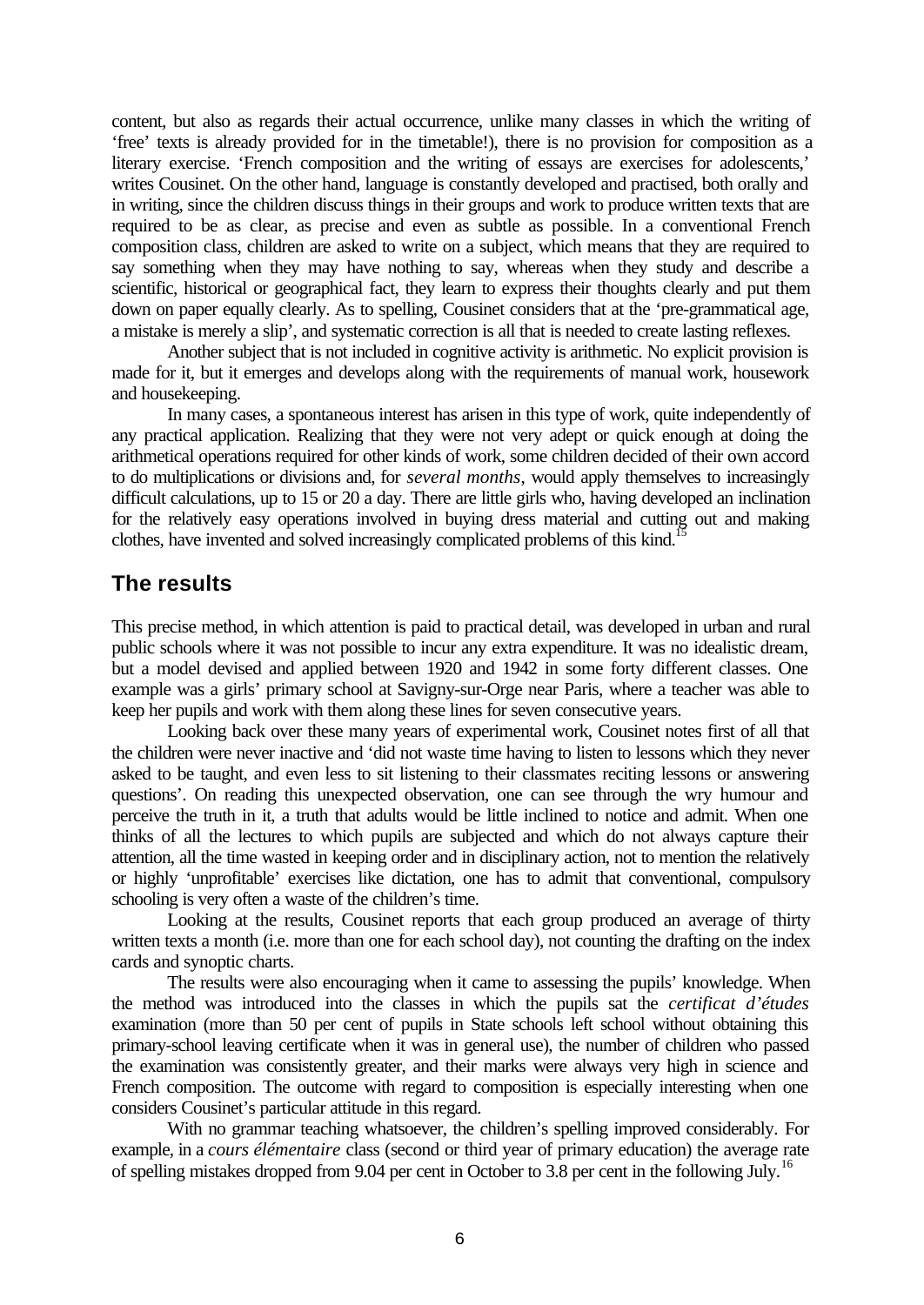content, but also as regards their actual occurrence, unlike many classes in which the writing of 'free' texts is already provided for in the timetable!), there is no provision for composition as a literary exercise. 'French composition and the writing of essays are exercises for adolescents,' writes Cousinet. On the other hand, language is constantly developed and practised, both orally and in writing, since the children discuss things in their groups and work to produce written texts that are required to be as clear, as precise and even as subtle as possible. In a conventional French composition class, children are asked to write on a subject, which means that they are required to say something when they may have nothing to say, whereas when they study and describe a scientific, historical or geographical fact, they learn to express their thoughts clearly and put them down on paper equally clearly. As to spelling, Cousinet considers that at the 'pre-grammatical age, a mistake is merely a slip', and systematic correction is all that is needed to create lasting reflexes.

Another subject that is not included in cognitive activity is arithmetic. No explicit provision is made for it, but it emerges and develops along with the requirements of manual work, housework and housekeeping.

In many cases, a spontaneous interest has arisen in this type of work, quite independently of any practical application. Realizing that they were not very adept or quick enough at doing the arithmetical operations required for other kinds of work, some children decided of their own accord to do multiplications or divisions and, for *several months*, would apply themselves to increasingly difficult calculations, up to 15 or 20 a day. There are little girls who, having developed an inclination for the relatively easy operations involved in buying dress material and cutting out and making clothes, have invented and solved increasingly complicated problems of this kind.[15]

## The results

This precise method, in which attention is paid to practical detail, was developed in urban and rural public schools where it was not possible to incur any extra expenditure. It was no idealistic dream, but a model devised and applied between 1920 and 1942 in some forty different classes. One example was a girls' primary school at Savigny-sur-Orge near Paris, where a teacher was able to keep her pupils and work with them along these lines for seven consecutive years.

Looking back over these many years of experimental work, Cousinet notes first of all that the children were never inactive and 'did not waste time having to listen to lessons which they never asked to be taught, and even less to sit listening to their classmates reciting lessons or answering questions'. On reading this unexpected observation, one can see through the wry humour and perceive the truth in it, a truth that adults would be little inclined to notice and admit. When one thinks of all the lectures to which pupils are subjected and which do not always capture their attention, all the time wasted in keeping order and in disciplinary action, not to mention the relatively or highly 'unprofitable' exercises like dictation, one has to admit that conventional, compulsory schooling is very often a waste of the children's time.

Looking at the results, Cousinet reports that each group produced an average of thirty written texts a month (i.e. more than one for each school day), not counting the drafting on the index cards and synoptic charts.

The results were also encouraging when it came to assessing the pupils' knowledge. When the method was introduced into the classes in which the pupils sat the *certificat d'études* examination (more than 50 per cent of pupils in State schools left school without obtaining this primary-school leaving certificate when it was in general use), the number of children who passed the examination was consistently greater, and their marks were always very high in science and French composition. The outcome with regard to composition is especially interesting when one considers Cousinet's particular attitude in this regard.

With no grammar teaching whatsoever, the children's spelling improved considerably. For example, in a *cours élémentaire* class (second or third year of primary education) the average rate of spelling mistakes dropped from 9.04 per cent in October to 3.8 per cent in the following July.[16]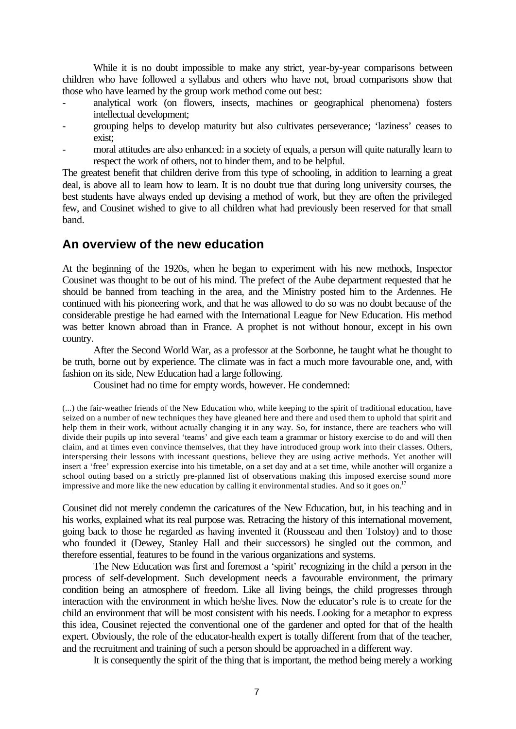While it is no doubt impossible to make any strict, year-by-year comparisons between children who have followed a syllabus and others who have not, broad comparisons show that those who have learned by the group work method come out best:

- analytical work (on flowers, insects, machines or geographical phenomena) fosters intellectual development;
- grouping helps to develop maturity but also cultivates perseverance; 'laziness' ceases to exist;
- moral attitudes are also enhanced: in a society of equals, a person will quite naturally learn to respect the work of others, not to hinder them, and to be helpful.

The greatest benefit that children derive from this type of schooling, in addition to learning a great deal, is above all to learn how to learn. It is no doubt true that during long university courses, the best students have always ended up devising a method of work, but they are often the privileged few, and Cousinet wished to give to all children what had previously been reserved for that small band.

## An overview of the new education

At the beginning of the 1920s, when he began to experiment with his new methods, Inspector Cousinet was thought to be out of his mind. The prefect of the Aube department requested that he should be banned from teaching in the area, and the Ministry posted him to the Ardennes. He continued with his pioneering work, and that he was allowed to do so was no doubt because of the considerable prestige he had earned with the International League for New Education. His method was better known abroad than in France. A prophet is not without honour, except in his own country.

After the Second World War, as a professor at the Sorbonne, he taught what he thought to be truth, borne out by experience. The climate was in fact a much more favourable one, and, with fashion on its side, New Education had a large following.

Cousinet had no time for empty words, however. He condemned:

> (...) the fair-weather friends of the New Education who, while keeping to the spirit of traditional education, have seized on a number of new techniques they have gleaned here and there and used them to uphold that spirit and help them in their work, without actually changing it in any way. So, for instance, there are teachers who will divide their pupils up into several 'teams' and give each team a grammar or history exercise to do and will then claim, and at times even convince themselves, that they have introduced group work into their classes. Others, interspersing their lessons with incessant questions, believe they are using active methods. Yet another will insert a 'free' expression exercise into his timetable, on a set day and at a set time, while another will organize a school outing based on a strictly pre-planned list of observations making this imposed exercise sound more impressive and more like the new education by calling it environmental studies. And so it goes on.[17]

Cousinet did not merely condemn the caricatures of the New Education, but, in his teaching and in his works, explained what its real purpose was. Retracing the history of this international movement, going back to those he regarded as having invented it (Rousseau and then Tolstoy) and to those who founded it (Dewey, Stanley Hall and their successors) he singled out the common, and therefore essential, features to be found in the various organizations and systems.

The New Education was first and foremost a 'spirit' recognizing in the child a person in the process of self-development. Such development needs a favourable environment, the primary condition being an atmosphere of freedom. Like all living beings, the child progresses through interaction with the environment in which he/she lives. Now the educator's role is to create for the child an environment that will be most consistent with his needs. Looking for a metaphor to express this idea, Cousinet rejected the conventional one of the gardener and opted for that of the health expert. Obviously, the role of the educator-health expert is totally different from that of the teacher, and the recruitment and training of such a person should be approached in a different way.

It is consequently the spirit of the thing that is important, the method being merely a working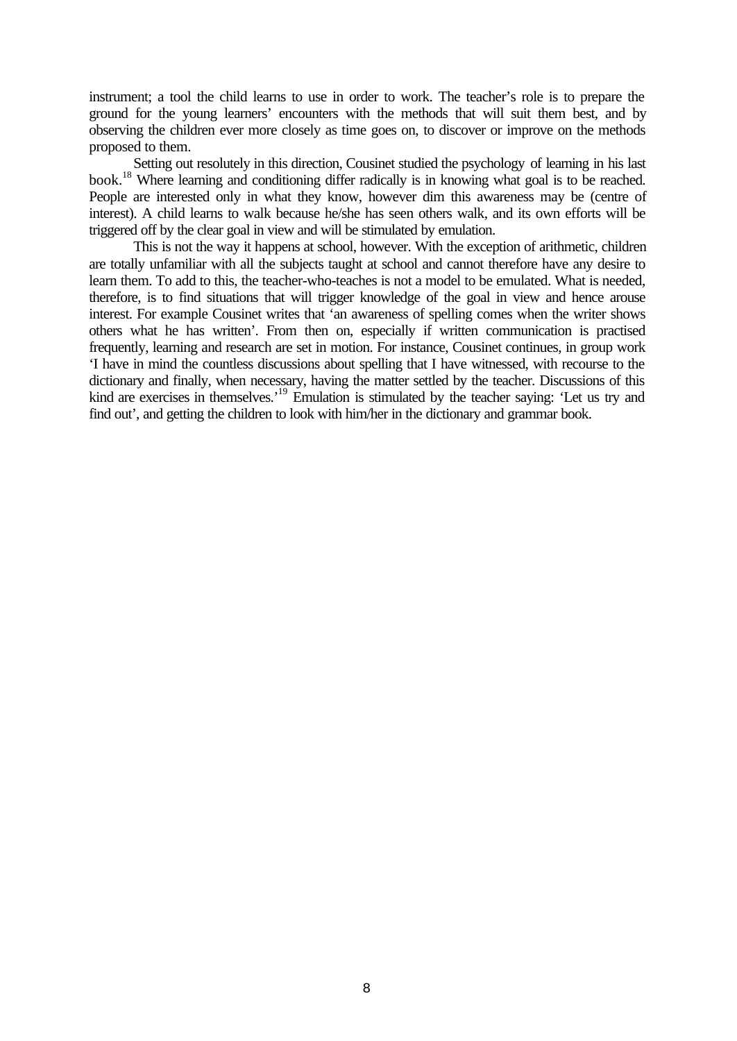instrument; a tool the child learns to use in order to work. The teacher's role is to prepare the ground for the young learners' encounters with the methods that will suit them best, and by observing the children ever more closely as time goes on, to discover or improve on the methods proposed to them.

Setting out resolutely in this direction, Cousinet studied the psychology of learning in his last book.[18] Where learning and conditioning differ radically is in knowing what goal is to be reached. People are interested only in what they know, however dim this awareness may be (centre of interest). A child learns to walk because he/she has seen others walk, and its own efforts will be triggered off by the clear goal in view and will be stimulated by emulation.

This is not the way it happens at school, however. With the exception of arithmetic, children are totally unfamiliar with all the subjects taught at school and cannot therefore have any desire to learn them. To add to this, the teacher-who-teaches is not a model to be emulated. What is needed, therefore, is to find situations that will trigger knowledge of the goal in view and hence arouse interest. For example Cousinet writes that 'an awareness of spelling comes when the writer shows others what he has written'. From then on, especially if written communication is practised frequently, learning and research are set in motion. For instance, Cousinet continues, in group work 'I have in mind the countless discussions about spelling that I have witnessed, with recourse to the dictionary and finally, when necessary, having the matter settled by the teacher. Discussions of this kind are exercises in themselves.'[19] Emulation is stimulated by the teacher saying: 'Let us try and find out', and getting the children to look with him/her in the dictionary and grammar book.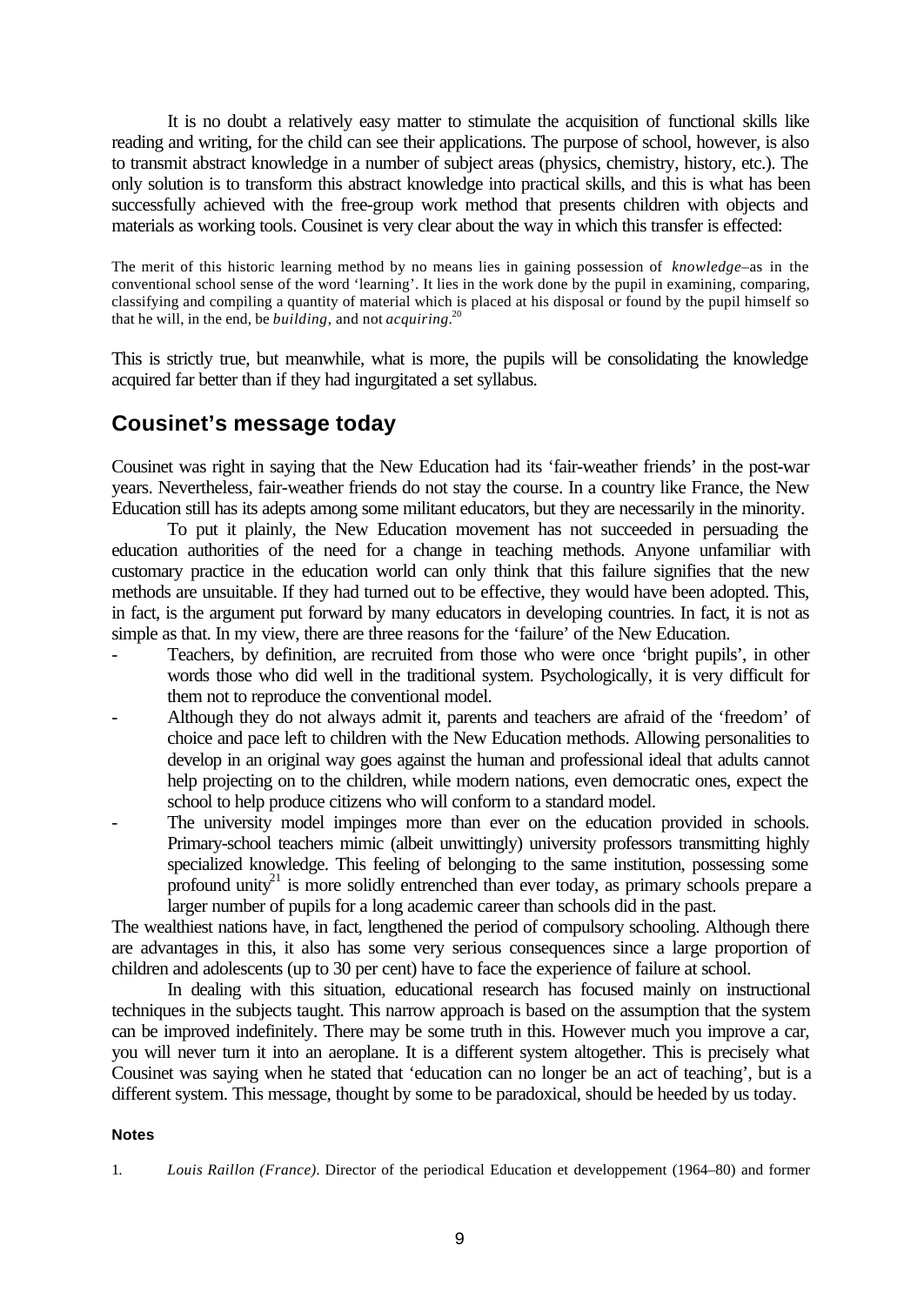It is no doubt a relatively easy matter to stimulate the acquisition of functional skills like reading and writing, for the child can see their applications. The purpose of school, however, is also to transmit abstract knowledge in a number of subject areas (physics, chemistry, history, etc.). The only solution is to transform this abstract knowledge into practical skills, and this is what has been successfully achieved with the free-group work method that presents children with objects and materials as working tools. Cousinet is very clear about the way in which this transfer is effected:

> The merit of this historic learning method by no means lies in gaining possession of *knowledge*–as in the conventional school sense of the word 'learning'. It lies in the work done by the pupil in examining, comparing, classifying and compiling a quantity of material which is placed at his disposal or found by the pupil himself so that he will, in the end, be *building*, and not *acquiring*.[20]

This is strictly true, but meanwhile, what is more, the pupils will be consolidating the knowledge acquired far better than if they had ingurgitated a set syllabus.

## Cousinet's message today

Cousinet was right in saying that the New Education had its 'fair-weather friends' in the post-war years. Nevertheless, fair-weather friends do not stay the course. In a country like France, the New Education still has its adepts among some militant educators, but they are necessarily in the minority.

To put it plainly, the New Education movement has not succeeded in persuading the education authorities of the need for a change in teaching methods. Anyone unfamiliar with customary practice in the education world can only think that this failure signifies that the new methods are unsuitable. If they had turned out to be effective, they would have been adopted. This, in fact, is the argument put forward by many educators in developing countries. In fact, it is not as simple as that. In my view, there are three reasons for the 'failure' of the New Education.

- Teachers, by definition, are recruited from those who were once 'bright pupils', in other words those who did well in the traditional system. Psychologically, it is very difficult for them not to reproduce the conventional model.
- Although they do not always admit it, parents and teachers are afraid of the 'freedom' of choice and pace left to children with the New Education methods. Allowing personalities to develop in an original way goes against the human and professional ideal that adults cannot help projecting on to the children, while modern nations, even democratic ones, expect the school to help produce citizens who will conform to a standard model.
- The university model impinges more than ever on the education provided in schools. Primary-school teachers mimic (albeit unwittingly) university professors transmitting highly specialized knowledge. This feeling of belonging to the same institution, possessing some profound unity[21] is more solidly entrenched than ever today, as primary schools prepare a larger number of pupils for a long academic career than schools did in the past.

The wealthiest nations have, in fact, lengthened the period of compulsory schooling. Although there are advantages in this, it also has some very serious consequences since a large proportion of children and adolescents (up to 30 per cent) have to face the experience of failure at school.

In dealing with this situation, educational research has focused mainly on instructional techniques in the subjects taught. This narrow approach is based on the assumption that the system can be improved indefinitely. There may be some truth in this. However much you improve a car, you will never turn it into an aeroplane. It is a different system altogether. This is precisely what Cousinet was saying when he stated that 'education can no longer be an act of teaching', but is a different system. This message, thought by some to be paradoxical, should be heeded by us today.

#### Notes

1. *Louis Raillon (France)*. Director of the periodical Education et developpement (1964–80) and former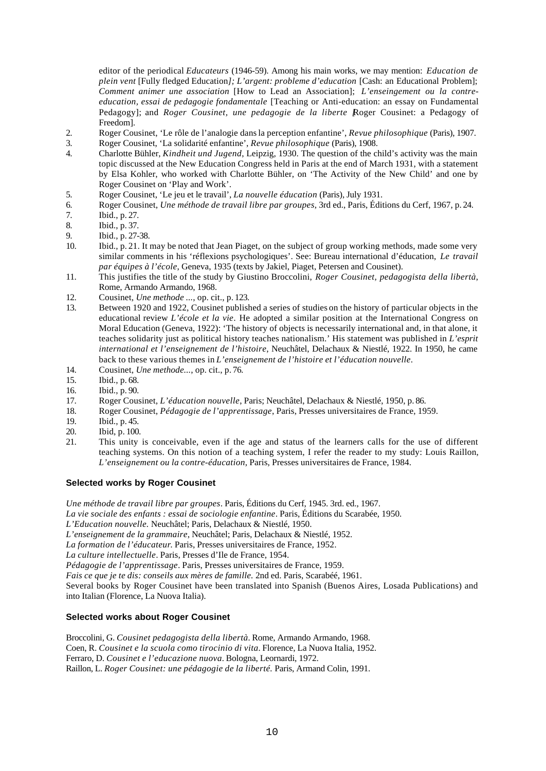editor of the periodical *Educateurs* (1946-59). Among his main works, we may mention: *Education de plein vent* [Fully fledged Education*]; L'argent: probleme d'education* [Cash: an Educational Problem]; *Comment animer une association* [How to Lead an Association]; *L'enseignement ou la contre-education, essai de pedagogie fondamentale* [Teaching or Anti-education: an essay on Fundamental Pedagogy]; and *Roger Cousinet, une pedagogie de la liberte* [Roger Cousinet: a Pedagogy of Freedom].

2. Roger Cousinet, 'Le rôle de l'analogie dans la perception enfantine', *Revue philosophique* (Paris), 1907.
3. Roger Cousinet, 'La solidarité enfantine', *Revue philosophique* (Paris), 1908.
4. Charlotte Bühler, *Kindheit und Jugend*, Leipzig, 1930. The question of the child's activity was the main topic discussed at the New Education Congress held in Paris at the end of March 1931, with a statement by Elsa Kohler, who worked with Charlotte Bühler, on 'The Activity of the New Child' and one by Roger Cousinet on 'Play and Work'.
5. Roger Cousinet, 'Le jeu et le travail', *La nouvelle éducation* (Paris), July 1931.
6. Roger Cousinet, *Une méthode de travail libre par groupes*, 3rd ed., Paris, Éditions du Cerf, 1967, p. 24.
7. Ibid., p. 27.
8. Ibid., p. 37.
9. Ibid., p. 27-38.
10. Ibid., p. 21. It may be noted that Jean Piaget, on the subject of group working methods, made some very similar comments in his 'réflexions psychologiques'. See: Bureau international d'éducation, *Le travail par équipes à l'école*, Geneva, 1935 (texts by Jakiel, Piaget, Petersen and Cousinet).
11. This justifies the title of the study by Giustino Broccolini, *Roger Cousinet, pedagogista della libertà*, Rome, Armando Armando, 1968.
12. Cousinet, *Une methode ...*, op. cit., p. 123.
13. Between 1920 and 1922, Cousinet published a series of studies on the history of particular objects in the educational review *L'école et la vie*. He adopted a similar position at the International Congress on Moral Education (Geneva, 1922): 'The history of objects is necessarily international and, in that alone, it teaches solidarity just as political history teaches nationalism.' His statement was published in *L'esprit international et l'enseignement de l'histoire*, Neuchâtel, Delachaux & Niestlé, 1922. In 1950, he came back to these various themes in *L'enseignement de l'histoire et l'éducation nouvelle*.
14. Cousinet, *Une methode...*, op. cit., p. 76.
15. Ibid., p. 68.
16. Ibid., p. 90.
17. Roger Cousinet, *L'éducation nouvelle*, Paris; Neuchâtel, Delachaux & Niestlé, 1950, p. 86.
18. Roger Cousinet, *Pédagogie de l'apprentissage*, Paris, Presses universitaires de France, 1959.
19. Ibid., p. 45.
20. Ibid, p. 100.
21. This unity is conceivable, even if the age and status of the learners calls for the use of different teaching systems. On this notion of a teaching system, I refer the reader to my study: Louis Raillon, *L'enseignement ou la contre-éducation*, Paris, Presses universitaires de France, 1984.

### Selected works by Roger Cousinet

*Une méthode de travail libre par groupes*. Paris, Éditions du Cerf, 1945. 3rd. ed., 1967.

*La vie sociale des enfants : essai de sociologie enfantine*. Paris, Éditions du Scarabée, 1950.

*L'Education nouvelle.* Neuchâtel; Paris, Delachaux & Niestlé, 1950.

*L'enseignement de la grammaire*, Neuchâtel; Paris, Delachaux & Niestlé, 1952.

*La formation de l'éducateur.* Paris, Presses universitaires de France, 1952.

*La culture intellectuelle*. Paris, Presses d'Ile de France, 1954.

*Pédagogie de l'apprentissage*. Paris, Presses universitaires de France, 1959.

*Fais ce que je te dis: conseils aux mères de famille.* 2nd ed. Paris, Scarabéé, 1961.

Several books by Roger Cousinet have been translated into Spanish (Buenos Aires, Losada Publications) and into Italian (Florence, La Nuova Italia).

### Selected works about Roger Cousinet

Broccolini, G. *Cousinet pedagogista della libertà*. Rome, Armando Armando, 1968.

Coen, R. *Cousinet e la scuola como tirocinio di vita*. Florence, La Nuova Italia, 1952.

Ferraro, D. *Cousinet e l'educazione nuova*. Bologna, Leornardi, 1972.

Raillon, L. *Roger Cousinet: une pédagogie de la liberté.* Paris, Armand Colin, 1991.